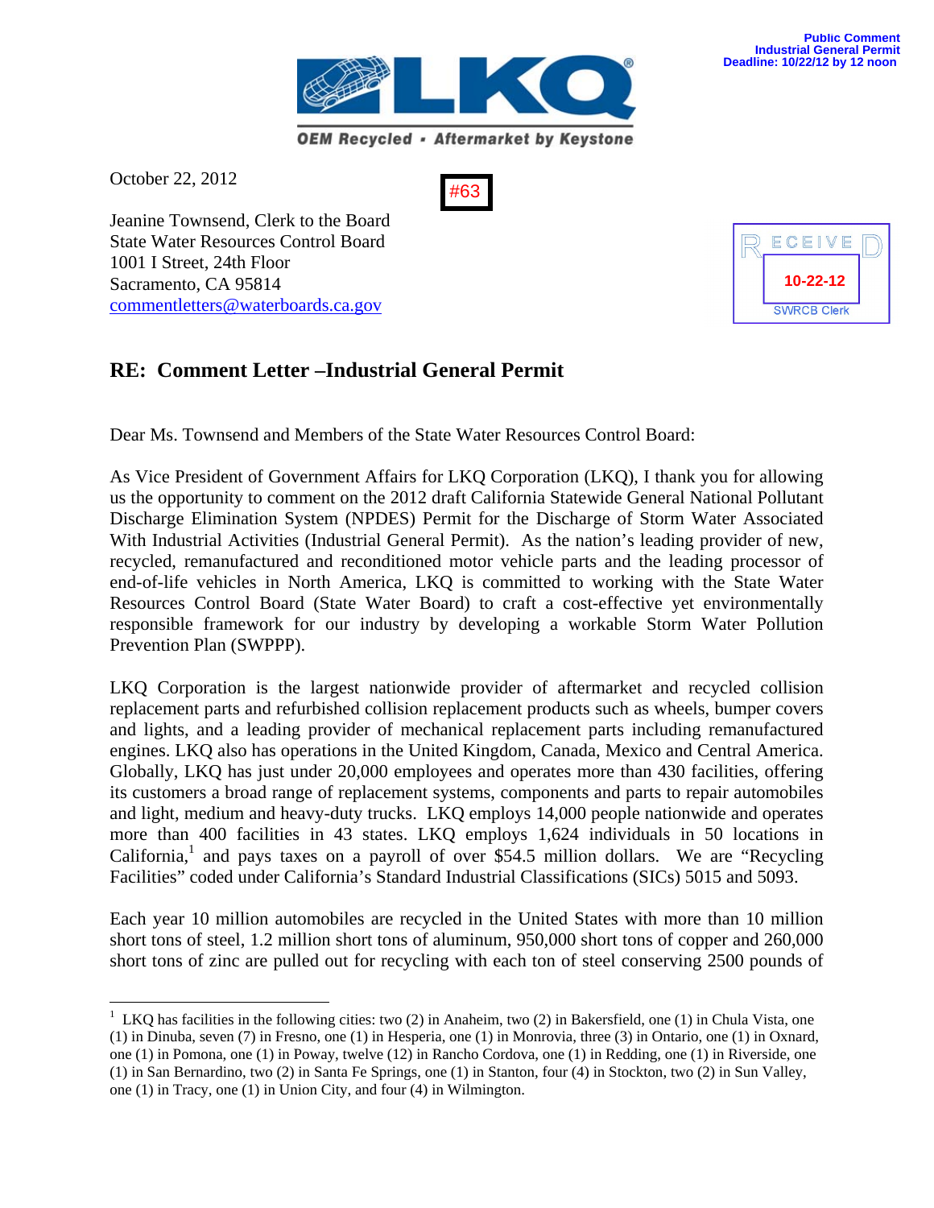Public Comment
Industrial General Permit
Deadline: 10/22/12 by 12 noon

LKQ
OEM Recycled • Aftermarket by Keystone

#63

RECEIVED
10-22-12
SWRCB Clerk

October 22, 2012

Jeanine Townsend, Clerk to the Board
State Water Resources Control Board
1001 I Street, 24th Floor
Sacramento, CA 95814
commentletters@waterboards.ca.gov

## RE: Comment Letter –Industrial General Permit

Dear Ms. Townsend and Members of the State Water Resources Control Board:

As Vice President of Government Affairs for LKQ Corporation (LKQ), I thank you for allowing us the opportunity to comment on the 2012 draft California Statewide General National Pollutant Discharge Elimination System (NPDES) Permit for the Discharge of Storm Water Associated With Industrial Activities (Industrial General Permit). As the nation's leading provider of new, recycled, remanufactured and reconditioned motor vehicle parts and the leading processor of end-of-life vehicles in North America, LKQ is committed to working with the State Water Resources Control Board (State Water Board) to craft a cost-effective yet environmentally responsible framework for our industry by developing a workable Storm Water Pollution Prevention Plan (SWPPP).

LKQ Corporation is the largest nationwide provider of aftermarket and recycled collision replacement parts and refurbished collision replacement products such as wheels, bumper covers and lights, and a leading provider of mechanical replacement parts including remanufactured engines. LKQ also has operations in the United Kingdom, Canada, Mexico and Central America. Globally, LKQ has just under 20,000 employees and operates more than 430 facilities, offering its customers a broad range of replacement systems, components and parts to repair automobiles and light, medium and heavy-duty trucks. LKQ employs 14,000 people nationwide and operates more than 400 facilities in 43 states. LKQ employs 1,624 individuals in 50 locations in California,[1] and pays taxes on a payroll of over $54.5 million dollars. We are "Recycling Facilities" coded under California's Standard Industrial Classifications (SICs) 5015 and 5093.

Each year 10 million automobiles are recycled in the United States with more than 10 million short tons of steel, 1.2 million short tons of aluminum, 950,000 short tons of copper and 260,000 short tons of zinc are pulled out for recycling with each ton of steel conserving 2500 pounds of

[1] LKQ has facilities in the following cities: two (2) in Anaheim, two (2) in Bakersfield, one (1) in Chula Vista, one (1) in Dinuba, seven (7) in Fresno, one (1) in Hesperia, one (1) in Monrovia, three (3) in Ontario, one (1) in Oxnard, one (1) in Pomona, one (1) in Poway, twelve (12) in Rancho Cordova, one (1) in Redding, one (1) in Riverside, one (1) in San Bernardino, two (2) in Santa Fe Springs, one (1) in Stanton, four (4) in Stockton, two (2) in Sun Valley, one (1) in Tracy, one (1) in Union City, and four (4) in Wilmington.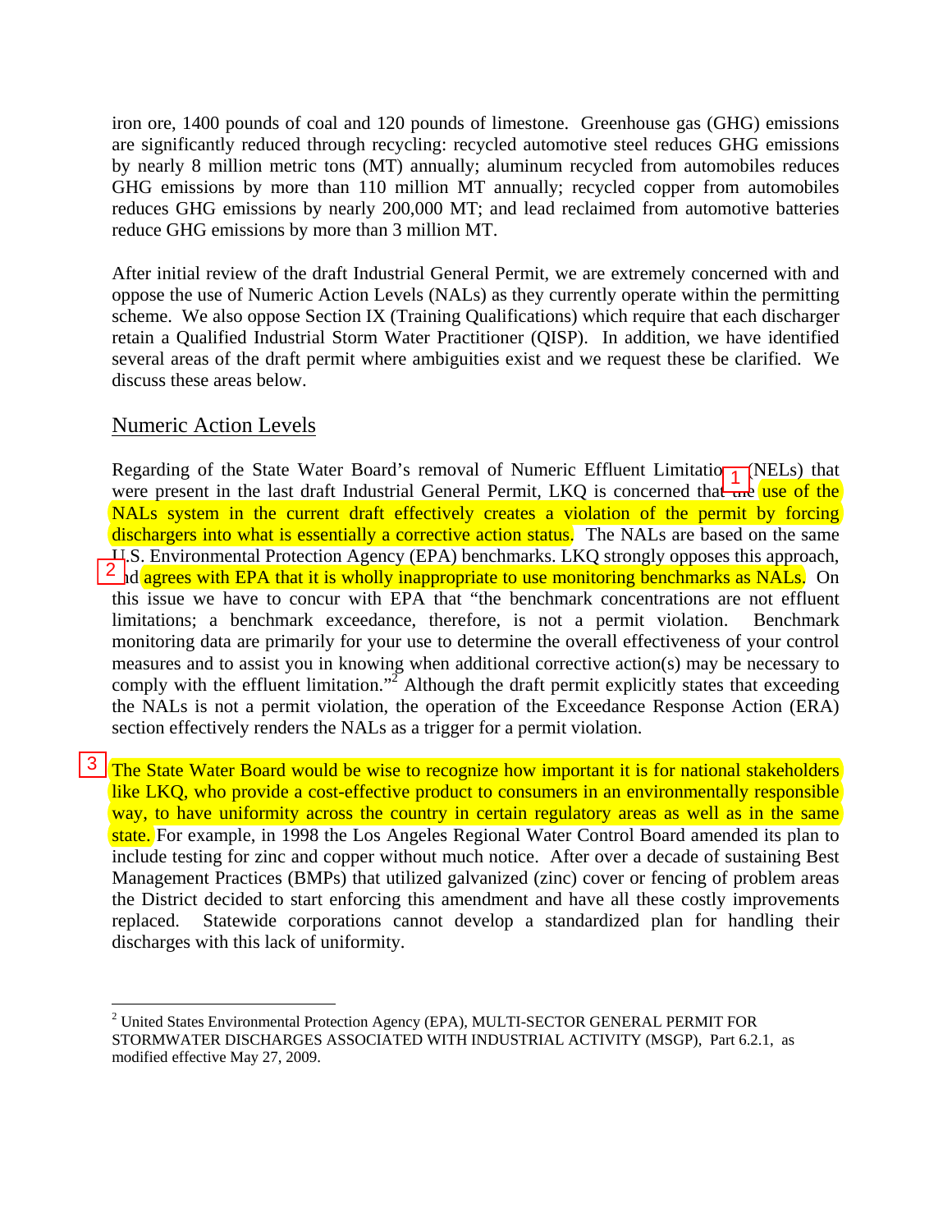iron ore, 1400 pounds of coal and 120 pounds of limestone. Greenhouse gas (GHG) emissions are significantly reduced through recycling: recycled automotive steel reduces GHG emissions by nearly 8 million metric tons (MT) annually; aluminum recycled from automobiles reduces GHG emissions by more than 110 million MT annually; recycled copper from automobiles reduces GHG emissions by nearly 200,000 MT; and lead reclaimed from automotive batteries reduce GHG emissions by more than 3 million MT.

After initial review of the draft Industrial General Permit, we are extremely concerned with and oppose the use of Numeric Action Levels (NALs) as they currently operate within the permitting scheme. We also oppose Section IX (Training Qualifications) which require that each discharger retain a Qualified Industrial Storm Water Practitioner (QISP). In addition, we have identified several areas of the draft permit where ambiguities exist and we request these be clarified. We discuss these areas below.

## Numeric Action Levels

Regarding of the State Water Board's removal of Numeric Effluent Limitations (NELs) that were present in the last draft Industrial General Permit, LKQ is concerned that the use of the NALs system in the current draft effectively creates a violation of the permit by forcing dischargers into what is essentially a corrective action status. The NALs are based on the same U.S. Environmental Protection Agency (EPA) benchmarks. LKQ strongly opposes this approach, and agrees with EPA that it is wholly inappropriate to use monitoring benchmarks as NALs. On this issue we have to concur with EPA that "the benchmark concentrations are not effluent limitations; a benchmark exceedance, therefore, is not a permit violation. Benchmark monitoring data are primarily for your use to determine the overall effectiveness of your control measures and to assist you in knowing when additional corrective action(s) may be necessary to comply with the effluent limitation."[2] Although the draft permit explicitly states that exceeding the NALs is not a permit violation, the operation of the Exceedance Response Action (ERA) section effectively renders the NALs as a trigger for a permit violation.

The State Water Board would be wise to recognize how important it is for national stakeholders like LKQ, who provide a cost-effective product to consumers in an environmentally responsible way, to have uniformity across the country in certain regulatory areas as well as in the same state. For example, in 1998 the Los Angeles Regional Water Control Board amended its plan to include testing for zinc and copper without much notice. After over a decade of sustaining Best Management Practices (BMPs) that utilized galvanized (zinc) cover or fencing of problem areas the District decided to start enforcing this amendment and have all these costly improvements replaced. Statewide corporations cannot develop a standardized plan for handling their discharges with this lack of uniformity.

---

[2] United States Environmental Protection Agency (EPA), MULTI-SECTOR GENERAL PERMIT FOR STORMWATER DISCHARGES ASSOCIATED WITH INDUSTRIAL ACTIVITY (MSGP), Part 6.2.1, as modified effective May 27, 2009.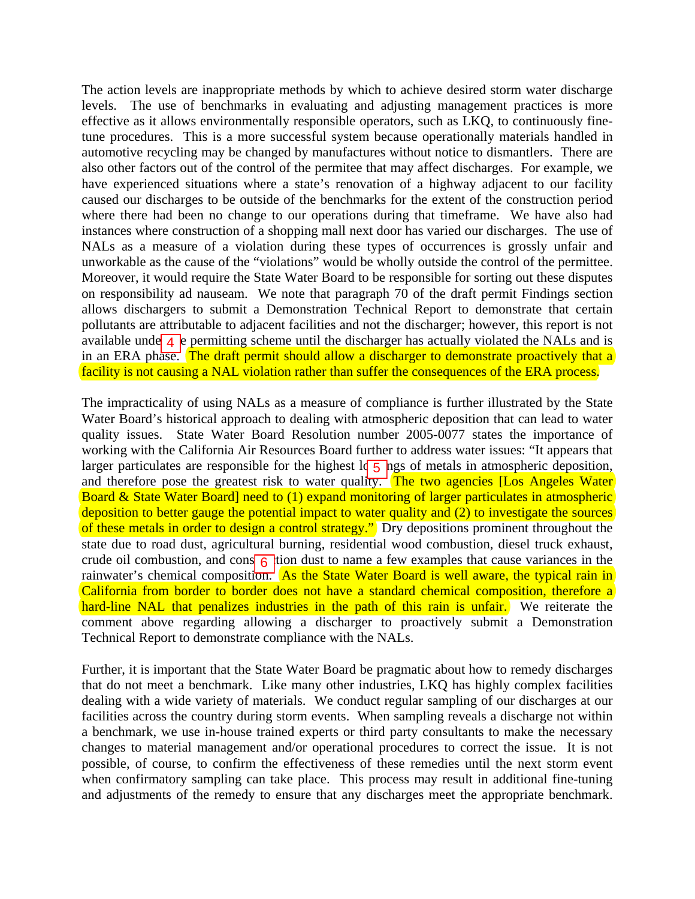The action levels are inappropriate methods by which to achieve desired storm water discharge levels. The use of benchmarks in evaluating and adjusting management practices is more effective as it allows environmentally responsible operators, such as LKQ, to continuously fine-tune procedures. This is a more successful system because operationally materials handled in automotive recycling may be changed by manufactures without notice to dismantlers. There are also other factors out of the control of the permitee that may affect discharges. For example, we have experienced situations where a state's renovation of a highway adjacent to our facility caused our discharges to be outside of the benchmarks for the extent of the construction period where there had been no change to our operations during that timeframe. We have also had instances where construction of a shopping mall next door has varied our discharges. The use of NALs as a measure of a violation during these types of occurrences is grossly unfair and unworkable as the cause of the "violations" would be wholly outside the control of the permittee. Moreover, it would require the State Water Board to be responsible for sorting out these disputes on responsibility ad nauseam. We note that paragraph 70 of the draft permit Findings section allows dischargers to submit a Demonstration Technical Report to demonstrate that certain pollutants are attributable to adjacent facilities and not the discharger; however, this report is not available under the permitting scheme until the discharger has actually violated the NALs and is in an ERA phase. The draft permit should allow a discharger to demonstrate proactively that a facility is not causing a NAL violation rather than suffer the consequences of the ERA process.

The impracticality of using NALs as a measure of compliance is further illustrated by the State Water Board's historical approach to dealing with atmospheric deposition that can lead to water quality issues. State Water Board Resolution number 2005-0077 states the importance of working with the California Air Resources Board further to address water issues: "It appears that larger particulates are responsible for the highest loadings of metals in atmospheric deposition, and therefore pose the greatest risk to water quality. The two agencies [Los Angeles Water Board & State Water Board] need to (1) expand monitoring of larger particulates in atmospheric deposition to better gauge the potential impact to water quality and (2) to investigate the sources of these metals in order to design a control strategy." Dry depositions prominent throughout the state due to road dust, agricultural burning, residential wood combustion, diesel truck exhaust, crude oil combustion, and construction dust to name a few examples that cause variances in the rainwater's chemical composition. As the State Water Board is well aware, the typical rain in California from border to border does not have a standard chemical composition, therefore a hard-line NAL that penalizes industries in the path of this rain is unfair. We reiterate the comment above regarding allowing a discharger to proactively submit a Demonstration Technical Report to demonstrate compliance with the NALs.

Further, it is important that the State Water Board be pragmatic about how to remedy discharges that do not meet a benchmark. Like many other industries, LKQ has highly complex facilities dealing with a wide variety of materials. We conduct regular sampling of our discharges at our facilities across the country during storm events. When sampling reveals a discharge not within a benchmark, we use in-house trained experts or third party consultants to make the necessary changes to material management and/or operational procedures to correct the issue. It is not possible, of course, to confirm the effectiveness of these remedies until the next storm event when confirmatory sampling can take place. This process may result in additional fine-tuning and adjustments of the remedy to ensure that any discharges meet the appropriate benchmark.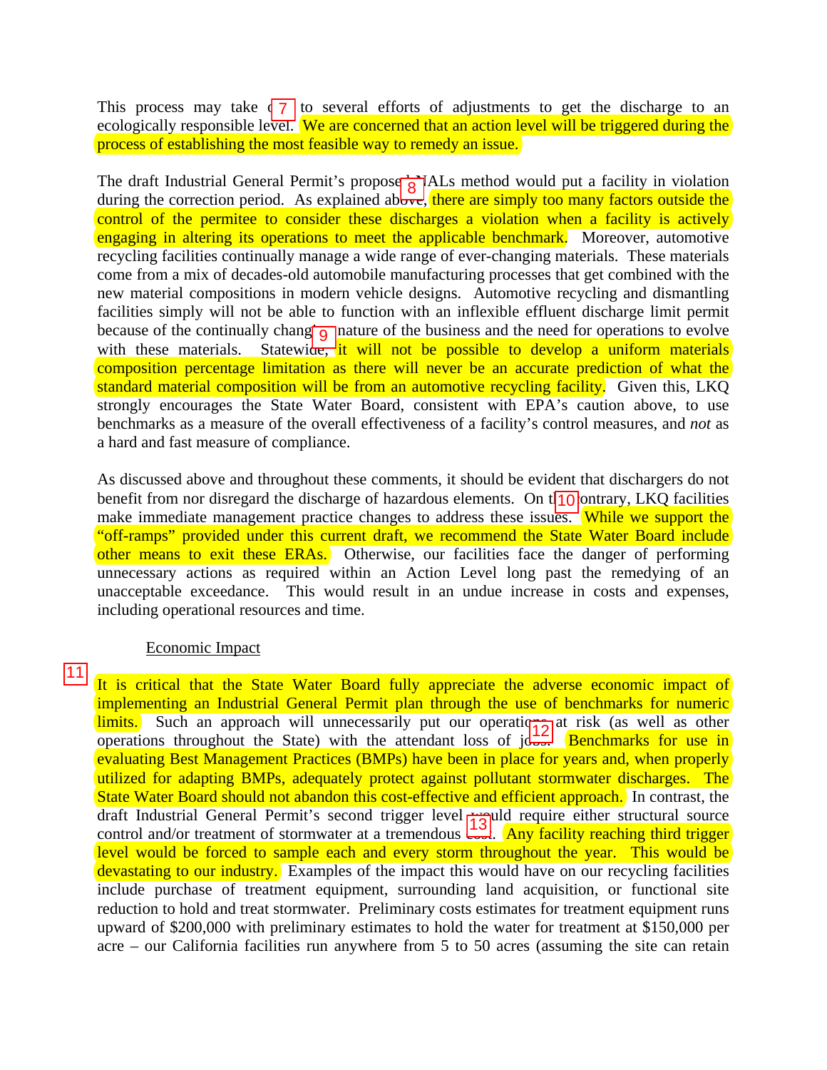This process may take one to several efforts of adjustments to get the discharge to an ecologically responsible level. We are concerned that an action level will be triggered during the process of establishing the most feasible way to remedy an issue.

The draft Industrial General Permit's proposed NALs method would put a facility in violation during the correction period. As explained above, there are simply too many factors outside the control of the permitee to consider these discharges a violation when a facility is actively engaging in altering its operations to meet the applicable benchmark. Moreover, automotive recycling facilities continually manage a wide range of ever-changing materials. These materials come from a mix of decades-old automobile manufacturing processes that get combined with the new material compositions in modern vehicle designs. Automotive recycling and dismantling facilities simply will not be able to function with an inflexible effluent discharge limit permit because of the continually changing nature of the business and the need for operations to evolve with these materials. Statewide, it will not be possible to develop a uniform materials composition percentage limitation as there will never be an accurate prediction of what the standard material composition will be from an automotive recycling facility. Given this, LKQ strongly encourages the State Water Board, consistent with EPA's caution above, to use benchmarks as a measure of the overall effectiveness of a facility's control measures, and *not* as a hard and fast measure of compliance.

As discussed above and throughout these comments, it should be evident that dischargers do not benefit from nor disregard the discharge of hazardous elements. On the contrary, LKQ facilities make immediate management practice changes to address these issues. While we support the "off-ramps" provided under this current draft, we recommend the State Water Board include other means to exit these ERAs. Otherwise, our facilities face the danger of performing unnecessary actions as required within an Action Level long past the remedying of an unacceptable exceedance. This would result in an undue increase in costs and expenses, including operational resources and time.

<u>Economic Impact</u>

It is critical that the State Water Board fully appreciate the adverse economic impact of implementing an Industrial General Permit plan through the use of benchmarks for numeric limits. Such an approach will unnecessarily put our operations at risk (as well as other operations throughout the State) with the attendant loss of jobs. Benchmarks for use in evaluating Best Management Practices (BMPs) have been in place for years and, when properly utilized for adapting BMPs, adequately protect against pollutant stormwater discharges. The State Water Board should not abandon this cost-effective and efficient approach. In contrast, the draft Industrial General Permit's second trigger level would require either structural source control and/or treatment of stormwater at a tremendous cost. Any facility reaching third trigger level would be forced to sample each and every storm throughout the year. This would be devastating to our industry. Examples of the impact this would have on our recycling facilities include purchase of treatment equipment, surrounding land acquisition, or functional site reduction to hold and treat stormwater. Preliminary costs estimates for treatment equipment runs upward of $200,000 with preliminary estimates to hold the water for treatment at $150,000 per acre – our California facilities run anywhere from 5 to 50 acres (assuming the site can retain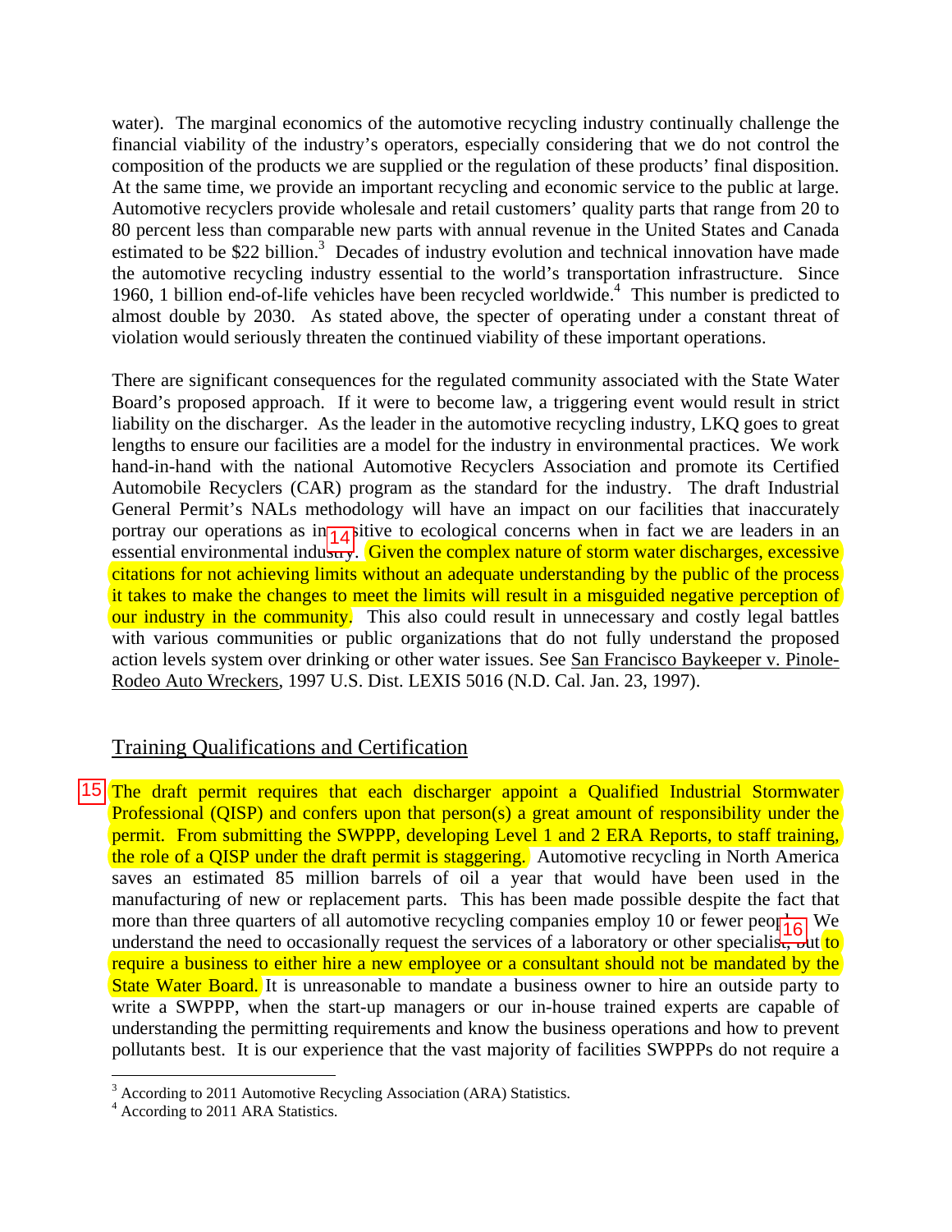water). The marginal economics of the automotive recycling industry continually challenge the financial viability of the industry's operators, especially considering that we do not control the composition of the products we are supplied or the regulation of these products' final disposition. At the same time, we provide an important recycling and economic service to the public at large. Automotive recyclers provide wholesale and retail customers' quality parts that range from 20 to 80 percent less than comparable new parts with annual revenue in the United States and Canada estimated to be $22 billion.[3] Decades of industry evolution and technical innovation have made the automotive recycling industry essential to the world's transportation infrastructure. Since 1960, 1 billion end-of-life vehicles have been recycled worldwide.[4] This number is predicted to almost double by 2030. As stated above, the specter of operating under a constant threat of violation would seriously threaten the continued viability of these important operations.

There are significant consequences for the regulated community associated with the State Water Board's proposed approach. If it were to become law, a triggering event would result in strict liability on the discharger. As the leader in the automotive recycling industry, LKQ goes to great lengths to ensure our facilities are a model for the industry in environmental practices. We work hand-in-hand with the national Automotive Recyclers Association and promote its Certified Automobile Recyclers (CAR) program as the standard for the industry. The draft Industrial General Permit's NALs methodology will have an impact on our facilities that inaccurately portray our operations as insensitive to ecological concerns when in fact we are leaders in an essential environmental industry. 14 Given the complex nature of storm water discharges, excessive citations for not achieving limits without an adequate understanding by the public of the process it takes to make the changes to meet the limits will result in a misguided negative perception of our industry in the community. This also could result in unnecessary and costly legal battles with various communities or public organizations that do not fully understand the proposed action levels system over drinking or other water issues. See San Francisco Baykeeper v. Pinole-Rodeo Auto Wreckers, 1997 U.S. Dist. LEXIS 5016 (N.D. Cal. Jan. 23, 1997).

## Training Qualifications and Certification

15 The draft permit requires that each discharger appoint a Qualified Industrial Stormwater Professional (QISP) and confers upon that person(s) a great amount of responsibility under the permit. From submitting the SWPPP, developing Level 1 and 2 ERA Reports, to staff training, the role of a QISP under the draft permit is staggering. Automotive recycling in North America saves an estimated 85 million barrels of oil a year that would have been used in the manufacturing of new or replacement parts. This has been made possible despite the fact that more than three quarters of all automotive recycling companies employ 10 or fewer people. We understand the need to occasionally request the services of a laboratory or other specialist, but 16 to require a business to either hire a new employee or a consultant should not be mandated by the State Water Board. It is unreasonable to mandate a business owner to hire an outside party to write a SWPPP, when the start-up managers or our in-house trained experts are capable of understanding the permitting requirements and know the business operations and how to prevent pollutants best. It is our experience that the vast majority of facilities SWPPPs do not require a

[3] According to 2011 Automotive Recycling Association (ARA) Statistics.
[4] According to 2011 ARA Statistics.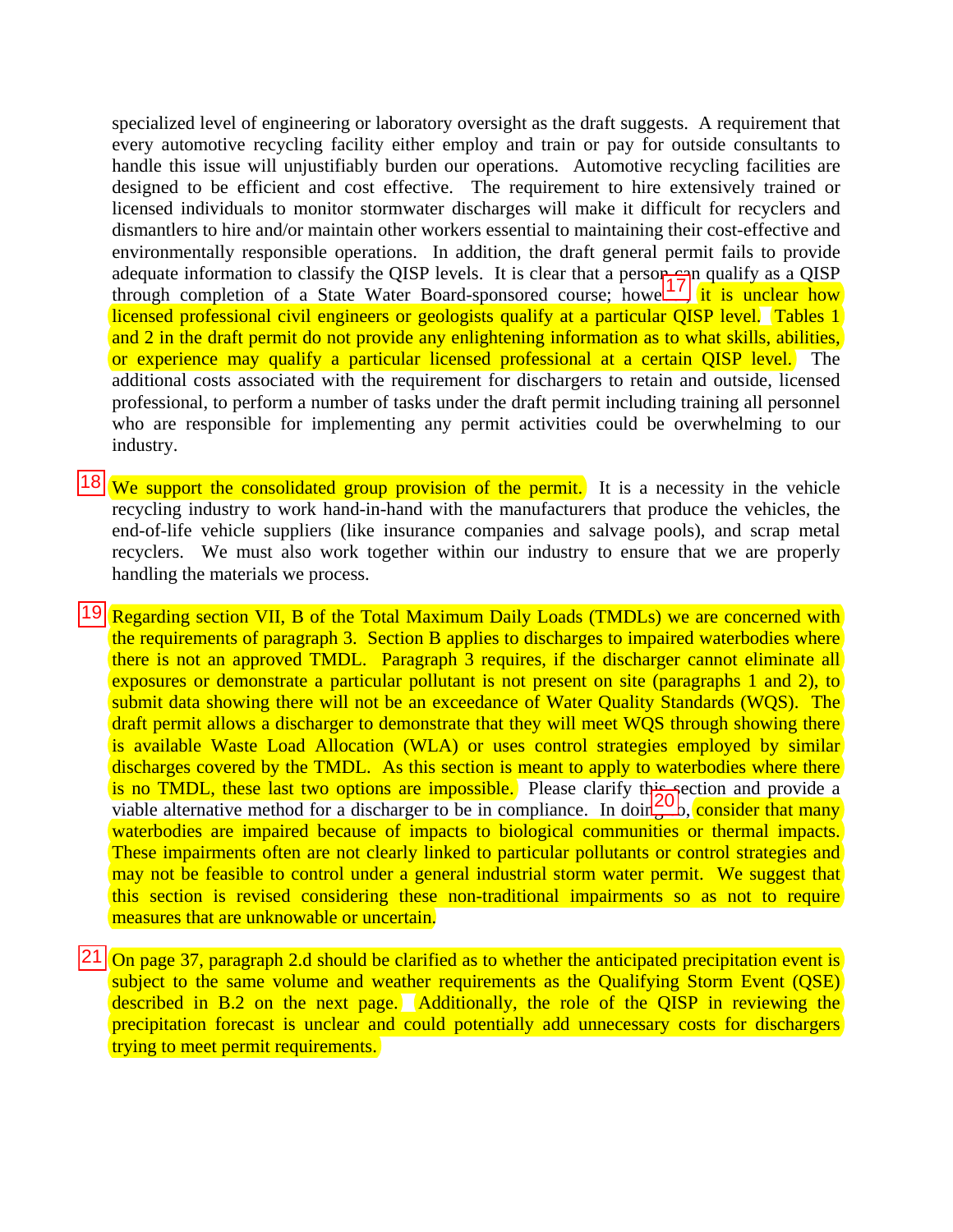specialized level of engineering or laboratory oversight as the draft suggests. A requirement that every automotive recycling facility either employ and train or pay for outside consultants to handle this issue will unjustifiably burden our operations. Automotive recycling facilities are designed to be efficient and cost effective. The requirement to hire extensively trained or licensed individuals to monitor stormwater discharges will make it difficult for recyclers and dismantlers to hire and/or maintain other workers essential to maintaining their cost-effective and environmentally responsible operations. In addition, the draft general permit fails to provide adequate information to classify the QISP levels. It is clear that a person can qualify as a QISP through completion of a State Water Board-sponsored course; however, [17] it is unclear how licensed professional civil engineers or geologists qualify at a particular QISP level. Tables 1 and 2 in the draft permit do not provide any enlightening information as to what skills, abilities, or experience may qualify a particular licensed professional at a certain QISP level. The additional costs associated with the requirement for dischargers to retain and outside, licensed professional, to perform a number of tasks under the draft permit including training all personnel who are responsible for implementing any permit activities could be overwhelming to our industry.

[18] We support the consolidated group provision of the permit. It is a necessity in the vehicle recycling industry to work hand-in-hand with the manufacturers that produce the vehicles, the end-of-life vehicle suppliers (like insurance companies and salvage pools), and scrap metal recyclers. We must also work together within our industry to ensure that we are properly handling the materials we process.

[19] Regarding section VII, B of the Total Maximum Daily Loads (TMDLs) we are concerned with the requirements of paragraph 3. Section B applies to discharges to impaired waterbodies where there is not an approved TMDL. Paragraph 3 requires, if the discharger cannot eliminate all exposures or demonstrate a particular pollutant is not present on site (paragraphs 1 and 2), to submit data showing there will not be an exceedance of Water Quality Standards (WQS). The draft permit allows a discharger to demonstrate that they will meet WQS through showing there is available Waste Load Allocation (WLA) or uses control strategies employed by similar discharges covered by the TMDL. As this section is meant to apply to waterbodies where there is no TMDL, these last two options are impossible. Please clarify this section and provide a viable alternative method for a discharger to be in compliance. In doing so, [20] consider that many waterbodies are impaired because of impacts to biological communities or thermal impacts. These impairments often are not clearly linked to particular pollutants or control strategies and may not be feasible to control under a general industrial storm water permit. We suggest that this section is revised considering these non-traditional impairments so as not to require measures that are unknowable or uncertain.

[21] On page 37, paragraph 2.d should be clarified as to whether the anticipated precipitation event is subject to the same volume and weather requirements as the Qualifying Storm Event (QSE) described in B.2 on the next page. Additionally, the role of the QISP in reviewing the precipitation forecast is unclear and could potentially add unnecessary costs for dischargers trying to meet permit requirements.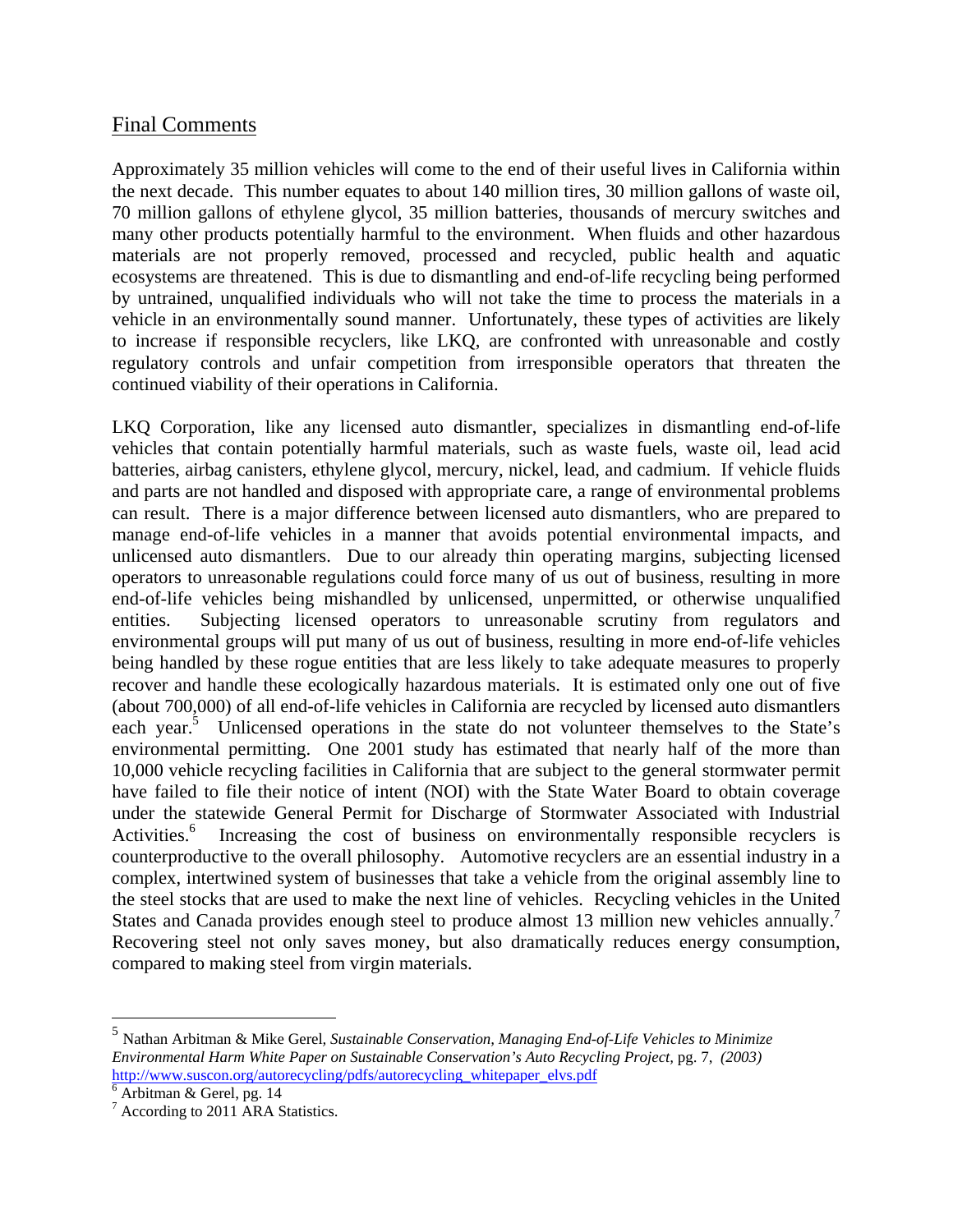## Final Comments

Approximately 35 million vehicles will come to the end of their useful lives in California within the next decade. This number equates to about 140 million tires, 30 million gallons of waste oil, 70 million gallons of ethylene glycol, 35 million batteries, thousands of mercury switches and many other products potentially harmful to the environment. When fluids and other hazardous materials are not properly removed, processed and recycled, public health and aquatic ecosystems are threatened. This is due to dismantling and end-of-life recycling being performed by untrained, unqualified individuals who will not take the time to process the materials in a vehicle in an environmentally sound manner. Unfortunately, these types of activities are likely to increase if responsible recyclers, like LKQ, are confronted with unreasonable and costly regulatory controls and unfair competition from irresponsible operators that threaten the continued viability of their operations in California.

LKQ Corporation, like any licensed auto dismantler, specializes in dismantling end-of-life vehicles that contain potentially harmful materials, such as waste fuels, waste oil, lead acid batteries, airbag canisters, ethylene glycol, mercury, nickel, lead, and cadmium. If vehicle fluids and parts are not handled and disposed with appropriate care, a range of environmental problems can result. There is a major difference between licensed auto dismantlers, who are prepared to manage end-of-life vehicles in a manner that avoids potential environmental impacts, and unlicensed auto dismantlers. Due to our already thin operating margins, subjecting licensed operators to unreasonable regulations could force many of us out of business, resulting in more end-of-life vehicles being mishandled by unlicensed, unpermitted, or otherwise unqualified entities. Subjecting licensed operators to unreasonable scrutiny from regulators and environmental groups will put many of us out of business, resulting in more end-of-life vehicles being handled by these rogue entities that are less likely to take adequate measures to properly recover and handle these ecologically hazardous materials. It is estimated only one out of five (about 700,000) of all end-of-life vehicles in California are recycled by licensed auto dismantlers each year.[5] Unlicensed operations in the state do not volunteer themselves to the State's environmental permitting. One 2001 study has estimated that nearly half of the more than 10,000 vehicle recycling facilities in California that are subject to the general stormwater permit have failed to file their notice of intent (NOI) with the State Water Board to obtain coverage under the statewide General Permit for Discharge of Stormwater Associated with Industrial Activities.[6] Increasing the cost of business on environmentally responsible recyclers is counterproductive to the overall philosophy. Automotive recyclers are an essential industry in a complex, intertwined system of businesses that take a vehicle from the original assembly line to the steel stocks that are used to make the next line of vehicles. Recycling vehicles in the United States and Canada provides enough steel to produce almost 13 million new vehicles annually.[7] Recovering steel not only saves money, but also dramatically reduces energy consumption, compared to making steel from virgin materials.

---

[5] Nathan Arbitman & Mike Gerel, *Sustainable Conservation, Managing End-of-Life Vehicles to Minimize Environmental Harm White Paper on Sustainable Conservation's Auto Recycling Project,* pg. 7, *(2003)* http://www.suscon.org/autorecycling/pdfs/autorecycling_whitepaper_elvs.pdf

[6] Arbitman & Gerel, pg. 14

[7] According to 2011 ARA Statistics.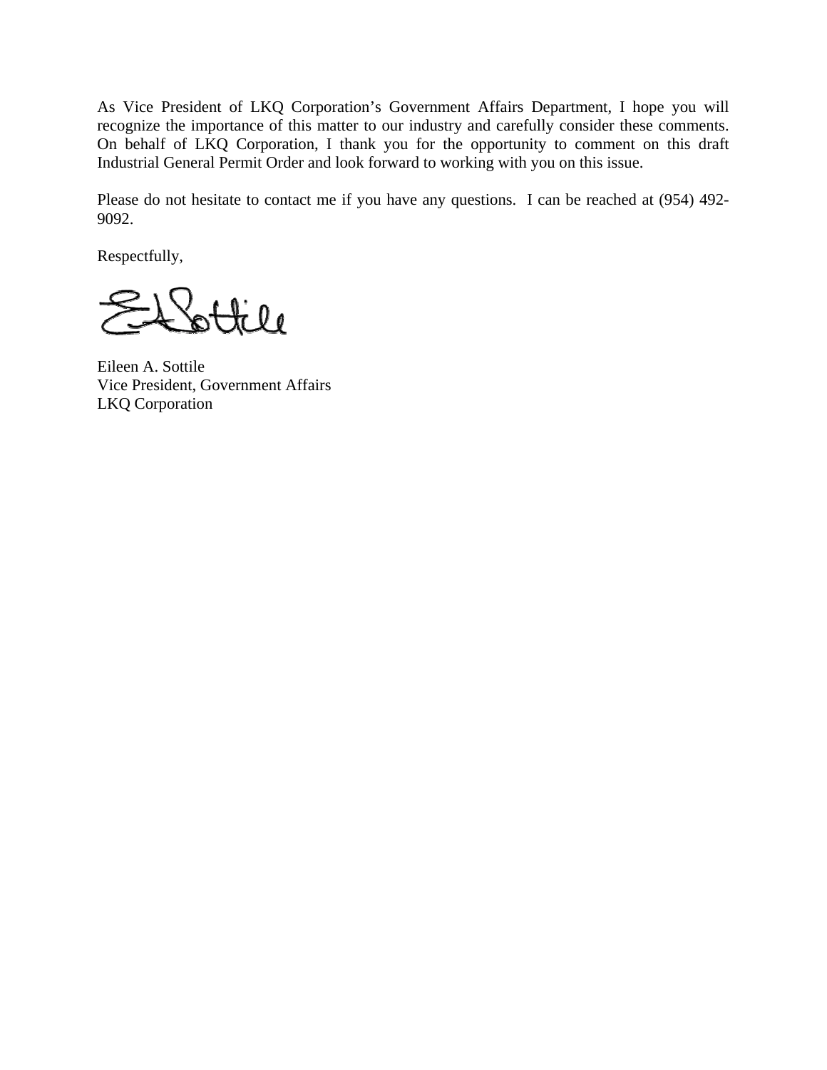As Vice President of LKQ Corporation's Government Affairs Department, I hope you will recognize the importance of this matter to our industry and carefully consider these comments. On behalf of LKQ Corporation, I thank you for the opportunity to comment on this draft Industrial General Permit Order and look forward to working with you on this issue.

Please do not hesitate to contact me if you have any questions. I can be reached at (954) 492-9092.

Respectfully,

Eileen A. Sottile
Vice President, Government Affairs
LKQ Corporation